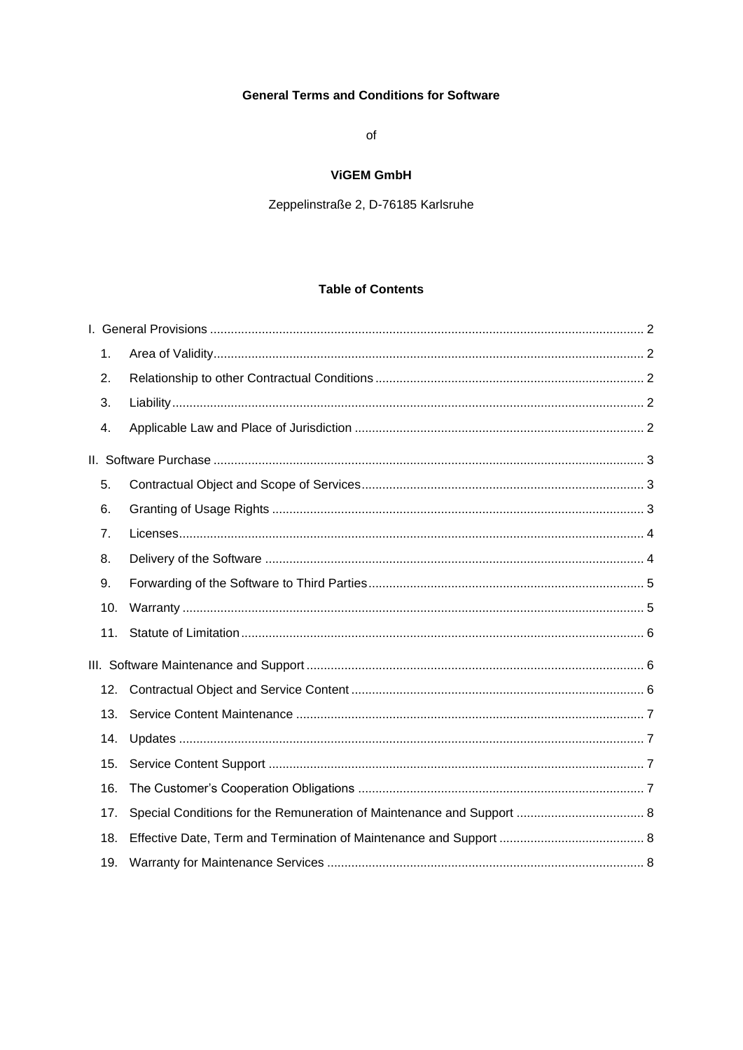**General Terms and Conditions for Software**

of

**ViGEM GmbH**

Zeppelinstraße 2, D-76185 Karlsruhe

**Table of Contents**

I. General Provisions ........................................................................ 2

1. Area of Validity ........................................................................ 2
2. Relationship to other Contractual Conditions ........................................................................ 2
3. Liability ........................................................................ 2
4. Applicable Law and Place of Jurisdiction ........................................................................ 2

II. Software Purchase ........................................................................ 3

5. Contractual Object and Scope of Services ........................................................................ 3
6. Granting of Usage Rights ........................................................................ 3
7. Licenses ........................................................................ 4
8. Delivery of the Software ........................................................................ 4
9. Forwarding of the Software to Third Parties ........................................................................ 5
10. Warranty ........................................................................ 5
11. Statute of Limitation ........................................................................ 6

III. Software Maintenance and Support ........................................................................ 6

12. Contractual Object and Service Content ........................................................................ 6
13. Service Content Maintenance ........................................................................ 7
14. Updates ........................................................................ 7
15. Service Content Support ........................................................................ 7
16. The Customer's Cooperation Obligations ........................................................................ 7
17. Special Conditions for the Remuneration of Maintenance and Support ........................................................................ 8
18. Effective Date, Term and Termination of Maintenance and Support ........................................................................ 8
19. Warranty for Maintenance Services ........................................................................ 8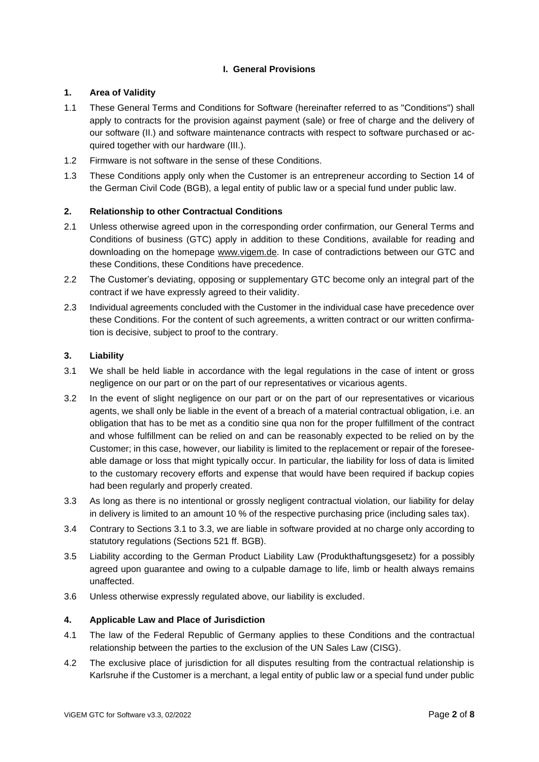## I. General Provisions

### 1. Area of Validity

1.1 These General Terms and Conditions for Software (hereinafter referred to as "Conditions") shall apply to contracts for the provision against payment (sale) or free of charge and the delivery of our software (II.) and software maintenance contracts with respect to software purchased or acquired together with our hardware (III.).

1.2 Firmware is not software in the sense of these Conditions.

1.3 These Conditions apply only when the Customer is an entrepreneur according to Section 14 of the German Civil Code (BGB), a legal entity of public law or a special fund under public law.

### 2. Relationship to other Contractual Conditions

2.1 Unless otherwise agreed upon in the corresponding order confirmation, our General Terms and Conditions of business (GTC) apply in addition to these Conditions, available for reading and downloading on the homepage www.vigem.de. In case of contradictions between our GTC and these Conditions, these Conditions have precedence.

2.2 The Customer's deviating, opposing or supplementary GTC become only an integral part of the contract if we have expressly agreed to their validity.

2.3 Individual agreements concluded with the Customer in the individual case have precedence over these Conditions. For the content of such agreements, a written contract or our written confirmation is decisive, subject to proof to the contrary.

### 3. Liability

3.1 We shall be held liable in accordance with the legal regulations in the case of intent or gross negligence on our part or on the part of our representatives or vicarious agents.

3.2 In the event of slight negligence on our part or on the part of our representatives or vicarious agents, we shall only be liable in the event of a breach of a material contractual obligation, i.e. an obligation that has to be met as a conditio sine qua non for the proper fulfillment of the contract and whose fulfillment can be relied on and can be reasonably expected to be relied on by the Customer; in this case, however, our liability is limited to the replacement or repair of the foreseeable damage or loss that might typically occur. In particular, the liability for loss of data is limited to the customary recovery efforts and expense that would have been required if backup copies had been regularly and properly created.

3.3 As long as there is no intentional or grossly negligent contractual violation, our liability for delay in delivery is limited to an amount 10 % of the respective purchasing price (including sales tax).

3.4 Contrary to Sections 3.1 to 3.3, we are liable in software provided at no charge only according to statutory regulations (Sections 521 ff. BGB).

3.5 Liability according to the German Product Liability Law (Produkthaftungsgesetz) for a possibly agreed upon guarantee and owing to a culpable damage to life, limb or health always remains unaffected.

3.6 Unless otherwise expressly regulated above, our liability is excluded.

### 4. Applicable Law and Place of Jurisdiction

4.1 The law of the Federal Republic of Germany applies to these Conditions and the contractual relationship between the parties to the exclusion of the UN Sales Law (CISG).

4.2 The exclusive place of jurisdiction for all disputes resulting from the contractual relationship is Karlsruhe if the Customer is a merchant, a legal entity of public law or a special fund under public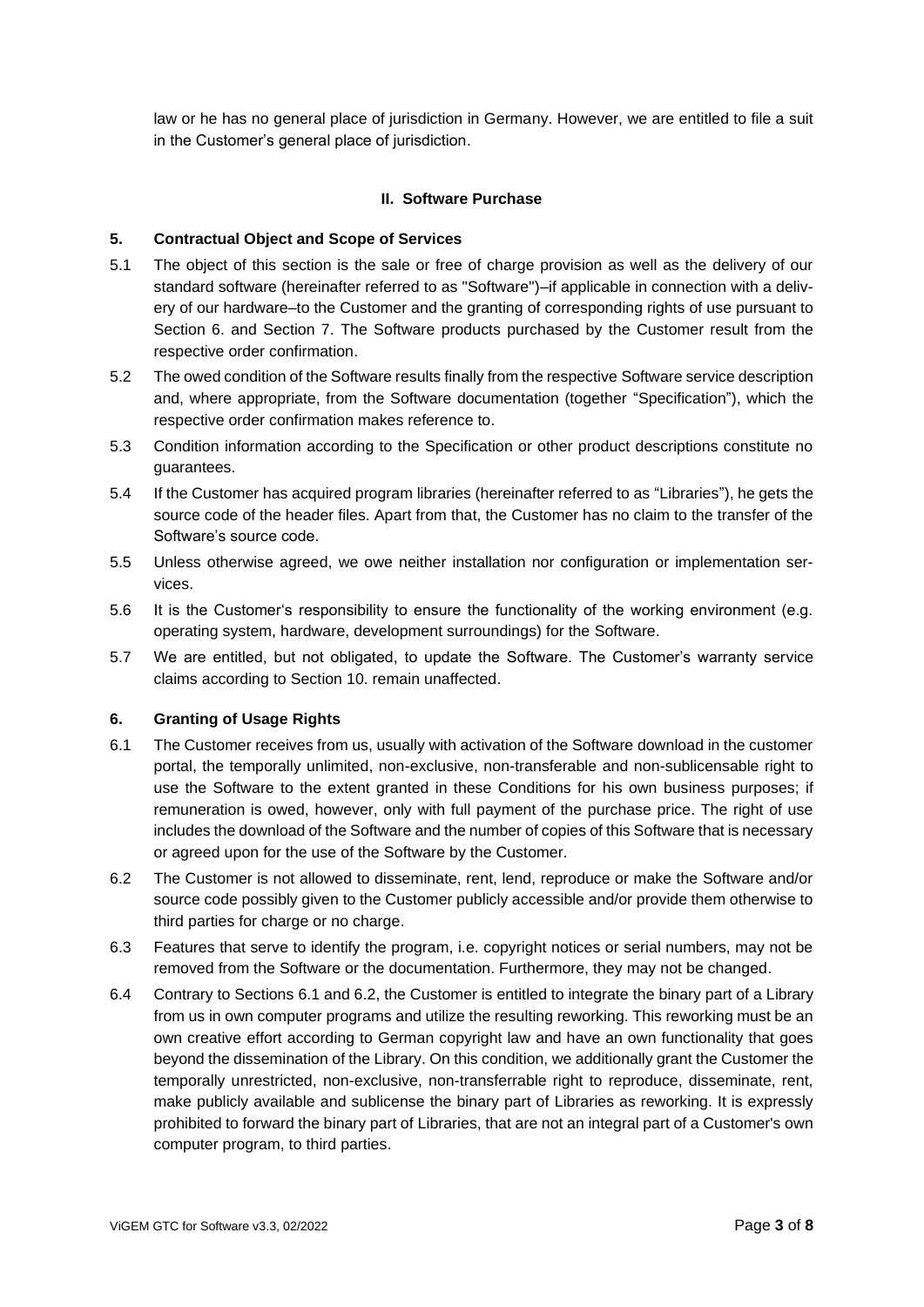law or he has no general place of jurisdiction in Germany. However, we are entitled to file a suit in the Customer's general place of jurisdiction.

## II. Software Purchase

### 5. Contractual Object and Scope of Services

5.1 The object of this section is the sale or free of charge provision as well as the delivery of our standard software (hereinafter referred to as "Software")–if applicable in connection with a delivery of our hardware–to the Customer and the granting of corresponding rights of use pursuant to Section 6. and Section 7. The Software products purchased by the Customer result from the respective order confirmation.

5.2 The owed condition of the Software results finally from the respective Software service description and, where appropriate, from the Software documentation (together "Specification"), which the respective order confirmation makes reference to.

5.3 Condition information according to the Specification or other product descriptions constitute no guarantees.

5.4 If the Customer has acquired program libraries (hereinafter referred to as "Libraries"), he gets the source code of the header files. Apart from that, the Customer has no claim to the transfer of the Software's source code.

5.5 Unless otherwise agreed, we owe neither installation nor configuration or implementation services.

5.6 It is the Customer's responsibility to ensure the functionality of the working environment (e.g. operating system, hardware, development surroundings) for the Software.

5.7 We are entitled, but not obligated, to update the Software. The Customer's warranty service claims according to Section 10. remain unaffected.

### 6. Granting of Usage Rights

6.1 The Customer receives from us, usually with activation of the Software download in the customer portal, the temporally unlimited, non-exclusive, non-transferable and non-sublicensable right to use the Software to the extent granted in these Conditions for his own business purposes; if remuneration is owed, however, only with full payment of the purchase price. The right of use includes the download of the Software and the number of copies of this Software that is necessary or agreed upon for the use of the Software by the Customer.

6.2 The Customer is not allowed to disseminate, rent, lend, reproduce or make the Software and/or source code possibly given to the Customer publicly accessible and/or provide them otherwise to third parties for charge or no charge.

6.3 Features that serve to identify the program, i.e. copyright notices or serial numbers, may not be removed from the Software or the documentation. Furthermore, they may not be changed.

6.4 Contrary to Sections 6.1 and 6.2, the Customer is entitled to integrate the binary part of a Library from us in own computer programs and utilize the resulting reworking. This reworking must be an own creative effort according to German copyright law and have an own functionality that goes beyond the dissemination of the Library. On this condition, we additionally grant the Customer the temporally unrestricted, non-exclusive, non-transferrable right to reproduce, disseminate, rent, make publicly available and sublicense the binary part of Libraries as reworking. It is expressly prohibited to forward the binary part of Libraries, that are not an integral part of a Customer's own computer program, to third parties.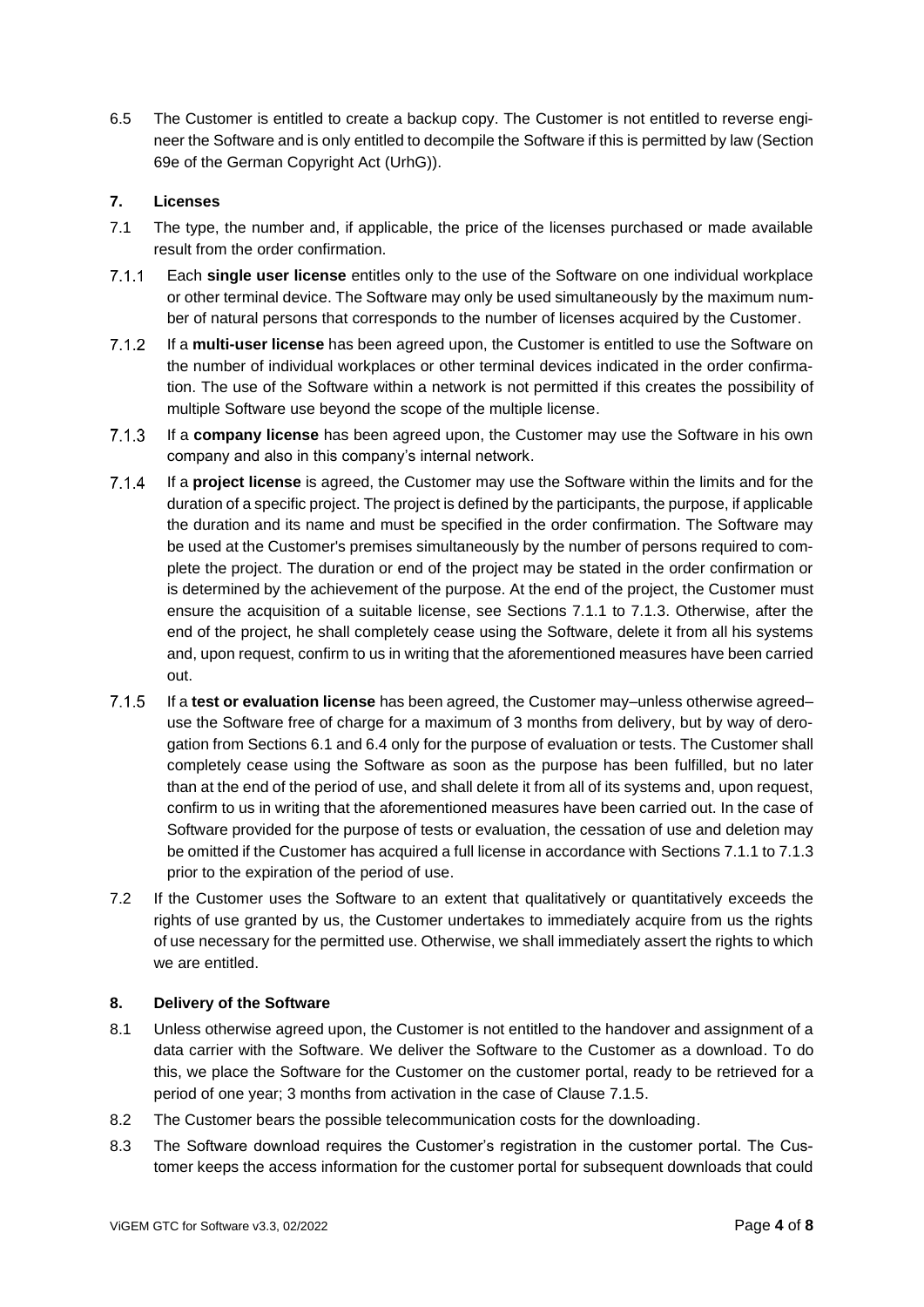6.5 The Customer is entitled to create a backup copy. The Customer is not entitled to reverse engineer the Software and is only entitled to decompile the Software if this is permitted by law (Section 69e of the German Copyright Act (UrhG)).

## 7. Licenses

7.1 The type, the number and, if applicable, the price of the licenses purchased or made available result from the order confirmation.

7.1.1 Each **single user license** entitles only to the use of the Software on one individual workplace or other terminal device. The Software may only be used simultaneously by the maximum number of natural persons that corresponds to the number of licenses acquired by the Customer.

7.1.2 If a **multi-user license** has been agreed upon, the Customer is entitled to use the Software on the number of individual workplaces or other terminal devices indicated in the order confirmation. The use of the Software within a network is not permitted if this creates the possibility of multiple Software use beyond the scope of the multiple license.

7.1.3 If a **company license** has been agreed upon, the Customer may use the Software in his own company and also in this company's internal network.

7.1.4 If a **project license** is agreed, the Customer may use the Software within the limits and for the duration of a specific project. The project is defined by the participants, the purpose, if applicable the duration and its name and must be specified in the order confirmation. The Software may be used at the Customer's premises simultaneously by the number of persons required to complete the project. The duration or end of the project may be stated in the order confirmation or is determined by the achievement of the purpose. At the end of the project, the Customer must ensure the acquisition of a suitable license, see Sections 7.1.1 to 7.1.3. Otherwise, after the end of the project, he shall completely cease using the Software, delete it from all his systems and, upon request, confirm to us in writing that the aforementioned measures have been carried out.

7.1.5 If a **test or evaluation license** has been agreed, the Customer may–unless otherwise agreed– use the Software free of charge for a maximum of 3 months from delivery, but by way of derogation from Sections 6.1 and 6.4 only for the purpose of evaluation or tests. The Customer shall completely cease using the Software as soon as the purpose has been fulfilled, but no later than at the end of the period of use, and shall delete it from all of its systems and, upon request, confirm to us in writing that the aforementioned measures have been carried out. In the case of Software provided for the purpose of tests or evaluation, the cessation of use and deletion may be omitted if the Customer has acquired a full license in accordance with Sections 7.1.1 to 7.1.3 prior to the expiration of the period of use.

7.2 If the Customer uses the Software to an extent that qualitatively or quantitatively exceeds the rights of use granted by us, the Customer undertakes to immediately acquire from us the rights of use necessary for the permitted use. Otherwise, we shall immediately assert the rights to which we are entitled.

## 8. Delivery of the Software

8.1 Unless otherwise agreed upon, the Customer is not entitled to the handover and assignment of a data carrier with the Software. We deliver the Software to the Customer as a download. To do this, we place the Software for the Customer on the customer portal, ready to be retrieved for a period of one year; 3 months from activation in the case of Clause 7.1.5.

8.2 The Customer bears the possible telecommunication costs for the downloading.

8.3 The Software download requires the Customer's registration in the customer portal. The Customer keeps the access information for the customer portal for subsequent downloads that could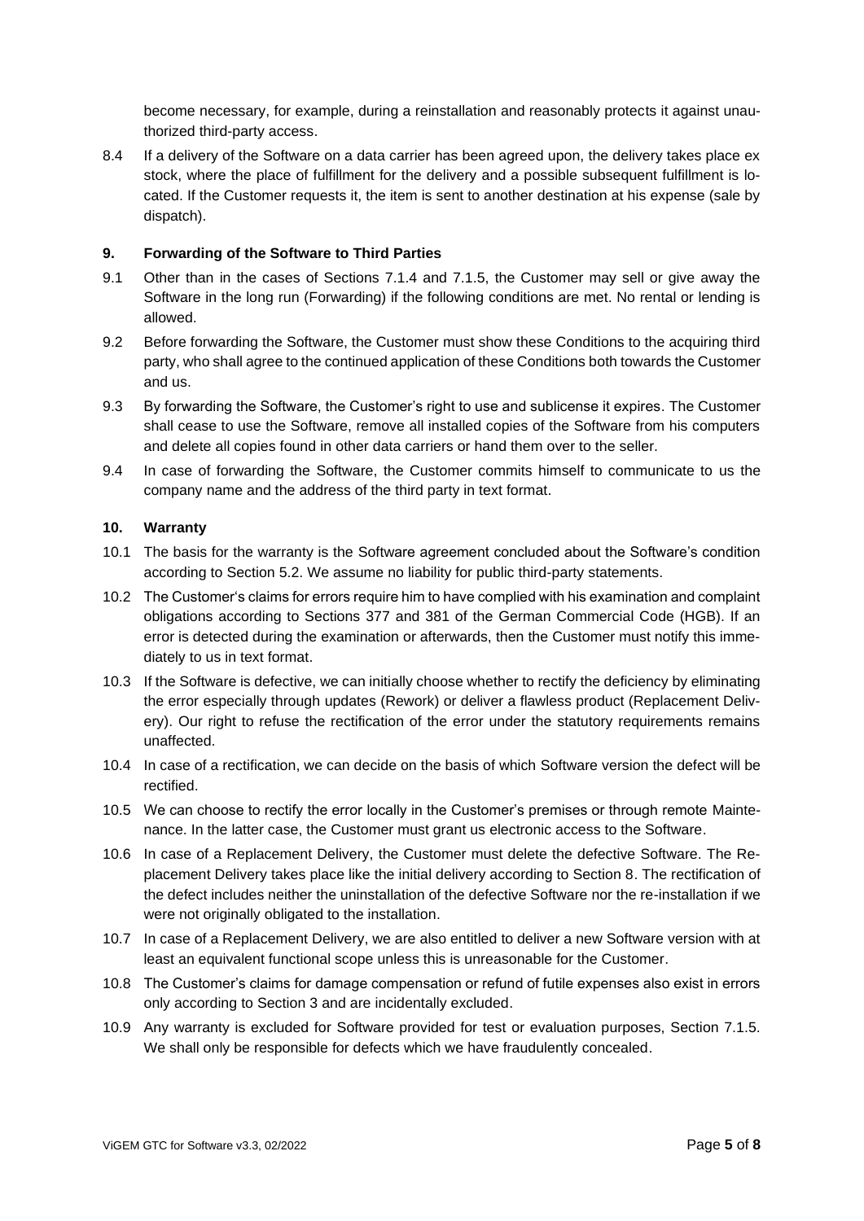become necessary, for example, during a reinstallation and reasonably protects it against unauthorized third-party access.

8.4 If a delivery of the Software on a data carrier has been agreed upon, the delivery takes place ex stock, where the place of fulfillment for the delivery and a possible subsequent fulfillment is located. If the Customer requests it, the item is sent to another destination at his expense (sale by dispatch).

### 9. Forwarding of the Software to Third Parties

9.1 Other than in the cases of Sections 7.1.4 and 7.1.5, the Customer may sell or give away the Software in the long run (Forwarding) if the following conditions are met. No rental or lending is allowed.

9.2 Before forwarding the Software, the Customer must show these Conditions to the acquiring third party, who shall agree to the continued application of these Conditions both towards the Customer and us.

9.3 By forwarding the Software, the Customer's right to use and sublicense it expires. The Customer shall cease to use the Software, remove all installed copies of the Software from his computers and delete all copies found in other data carriers or hand them over to the seller.

9.4 In case of forwarding the Software, the Customer commits himself to communicate to us the company name and the address of the third party in text format.

### 10. Warranty

10.1 The basis for the warranty is the Software agreement concluded about the Software's condition according to Section 5.2. We assume no liability for public third-party statements.

10.2 The Customer's claims for errors require him to have complied with his examination and complaint obligations according to Sections 377 and 381 of the German Commercial Code (HGB). If an error is detected during the examination or afterwards, then the Customer must notify this immediately to us in text format.

10.3 If the Software is defective, we can initially choose whether to rectify the deficiency by eliminating the error especially through updates (Rework) or deliver a flawless product (Replacement Delivery). Our right to refuse the rectification of the error under the statutory requirements remains unaffected.

10.4 In case of a rectification, we can decide on the basis of which Software version the defect will be rectified.

10.5 We can choose to rectify the error locally in the Customer's premises or through remote Maintenance. In the latter case, the Customer must grant us electronic access to the Software.

10.6 In case of a Replacement Delivery, the Customer must delete the defective Software. The Replacement Delivery takes place like the initial delivery according to Section 8. The rectification of the defect includes neither the uninstallation of the defective Software nor the re-installation if we were not originally obligated to the installation.

10.7 In case of a Replacement Delivery, we are also entitled to deliver a new Software version with at least an equivalent functional scope unless this is unreasonable for the Customer.

10.8 The Customer's claims for damage compensation or refund of futile expenses also exist in errors only according to Section 3 and are incidentally excluded.

10.9 Any warranty is excluded for Software provided for test or evaluation purposes, Section 7.1.5. We shall only be responsible for defects which we have fraudulently concealed.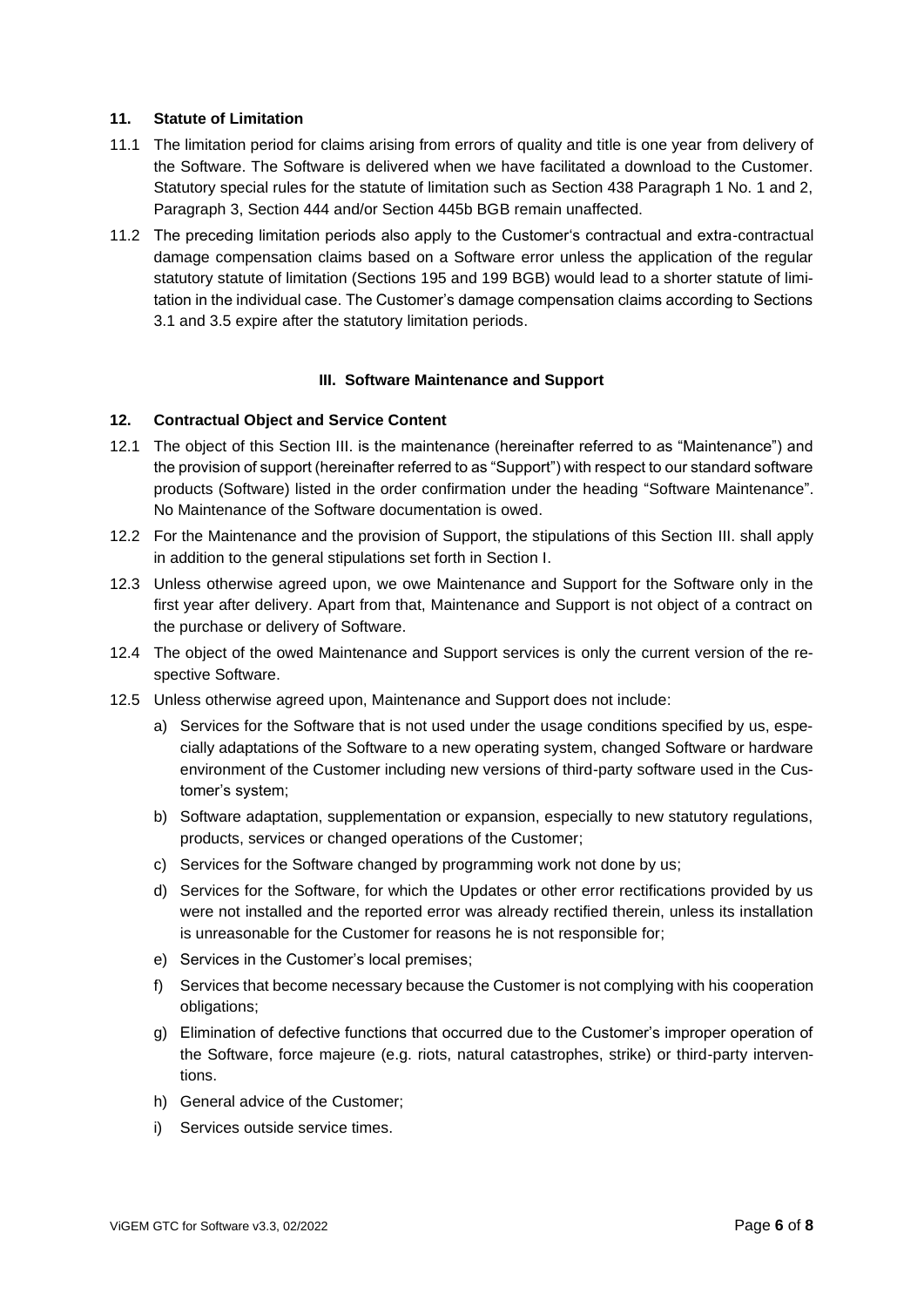## 11. Statute of Limitation

11.1 The limitation period for claims arising from errors of quality and title is one year from delivery of the Software. The Software is delivered when we have facilitated a download to the Customer. Statutory special rules for the statute of limitation such as Section 438 Paragraph 1 No. 1 and 2, Paragraph 3, Section 444 and/or Section 445b BGB remain unaffected.

11.2 The preceding limitation periods also apply to the Customer's contractual and extra-contractual damage compensation claims based on a Software error unless the application of the regular statutory statute of limitation (Sections 195 and 199 BGB) would lead to a shorter statute of limitation in the individual case. The Customer's damage compensation claims according to Sections 3.1 and 3.5 expire after the statutory limitation periods.

# III. Software Maintenance and Support

## 12. Contractual Object and Service Content

12.1 The object of this Section III. is the maintenance (hereinafter referred to as "Maintenance") and the provision of support (hereinafter referred to as "Support") with respect to our standard software products (Software) listed in the order confirmation under the heading "Software Maintenance". No Maintenance of the Software documentation is owed.

12.2 For the Maintenance and the provision of Support, the stipulations of this Section III. shall apply in addition to the general stipulations set forth in Section I.

12.3 Unless otherwise agreed upon, we owe Maintenance and Support for the Software only in the first year after delivery. Apart from that, Maintenance and Support is not object of a contract on the purchase or delivery of Software.

12.4 The object of the owed Maintenance and Support services is only the current version of the respective Software.

12.5 Unless otherwise agreed upon, Maintenance and Support does not include:

a) Services for the Software that is not used under the usage conditions specified by us, especially adaptations of the Software to a new operating system, changed Software or hardware environment of the Customer including new versions of third-party software used in the Customer's system;

b) Software adaptation, supplementation or expansion, especially to new statutory regulations, products, services or changed operations of the Customer;

c) Services for the Software changed by programming work not done by us;

d) Services for the Software, for which the Updates or other error rectifications provided by us were not installed and the reported error was already rectified therein, unless its installation is unreasonable for the Customer for reasons he is not responsible for;

e) Services in the Customer's local premises;

f) Services that become necessary because the Customer is not complying with his cooperation obligations;

g) Elimination of defective functions that occurred due to the Customer's improper operation of the Software, force majeure (e.g. riots, natural catastrophes, strike) or third-party interventions.

h) General advice of the Customer;

i) Services outside service times.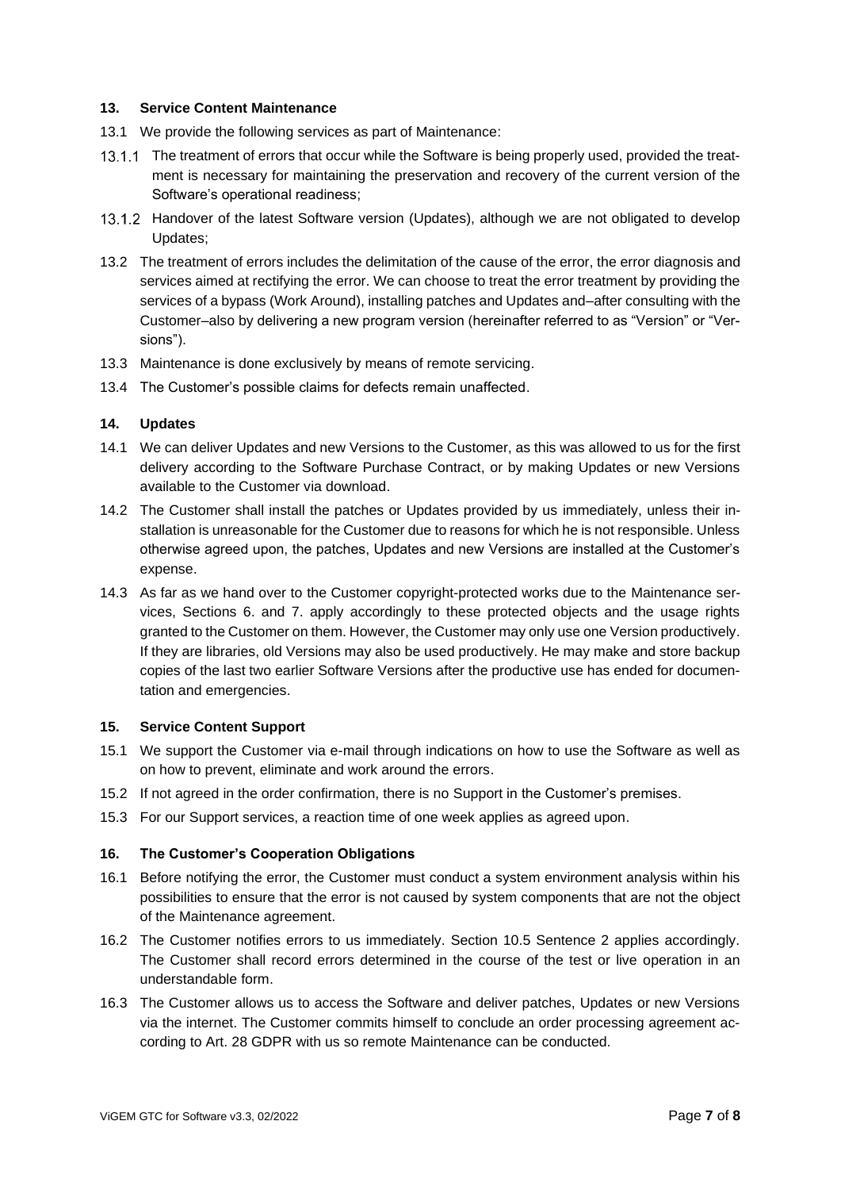## 13. Service Content Maintenance

13.1 We provide the following services as part of Maintenance:

13.1.1 The treatment of errors that occur while the Software is being properly used, provided the treatment is necessary for maintaining the preservation and recovery of the current version of the Software's operational readiness;

13.1.2 Handover of the latest Software version (Updates), although we are not obligated to develop Updates;

13.2 The treatment of errors includes the delimitation of the cause of the error, the error diagnosis and services aimed at rectifying the error. We can choose to treat the error treatment by providing the services of a bypass (Work Around), installing patches and Updates and–after consulting with the Customer–also by delivering a new program version (hereinafter referred to as "Version" or "Versions").

13.3 Maintenance is done exclusively by means of remote servicing.

13.4 The Customer's possible claims for defects remain unaffected.

## 14. Updates

14.1 We can deliver Updates and new Versions to the Customer, as this was allowed to us for the first delivery according to the Software Purchase Contract, or by making Updates or new Versions available to the Customer via download.

14.2 The Customer shall install the patches or Updates provided by us immediately, unless their installation is unreasonable for the Customer due to reasons for which he is not responsible. Unless otherwise agreed upon, the patches, Updates and new Versions are installed at the Customer's expense.

14.3 As far as we hand over to the Customer copyright-protected works due to the Maintenance services, Sections 6. and 7. apply accordingly to these protected objects and the usage rights granted to the Customer on them. However, the Customer may only use one Version productively. If they are libraries, old Versions may also be used productively. He may make and store backup copies of the last two earlier Software Versions after the productive use has ended for documentation and emergencies.

## 15. Service Content Support

15.1 We support the Customer via e-mail through indications on how to use the Software as well as on how to prevent, eliminate and work around the errors.

15.2 If not agreed in the order confirmation, there is no Support in the Customer's premises.

15.3 For our Support services, a reaction time of one week applies as agreed upon.

## 16. The Customer's Cooperation Obligations

16.1 Before notifying the error, the Customer must conduct a system environment analysis within his possibilities to ensure that the error is not caused by system components that are not the object of the Maintenance agreement.

16.2 The Customer notifies errors to us immediately. Section 10.5 Sentence 2 applies accordingly. The Customer shall record errors determined in the course of the test or live operation in an understandable form.

16.3 The Customer allows us to access the Software and deliver patches, Updates or new Versions via the internet. The Customer commits himself to conclude an order processing agreement according to Art. 28 GDPR with us so remote Maintenance can be conducted.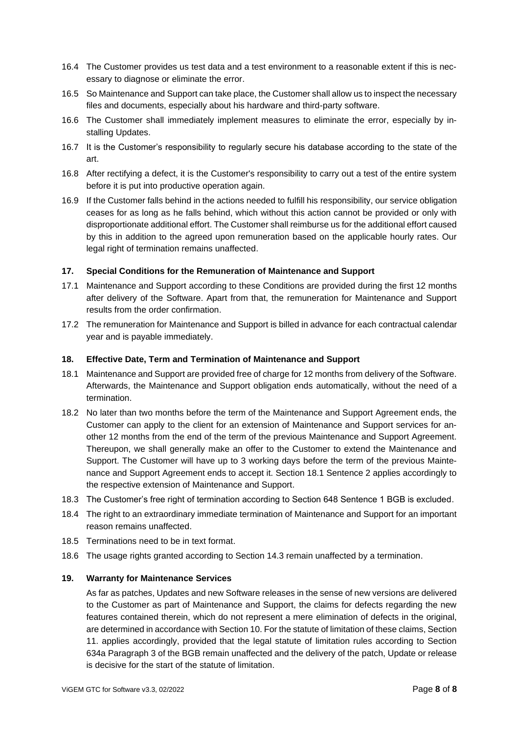16.4 The Customer provides us test data and a test environment to a reasonable extent if this is necessary to diagnose or eliminate the error.

16.5 So Maintenance and Support can take place, the Customer shall allow us to inspect the necessary files and documents, especially about his hardware and third-party software.

16.6 The Customer shall immediately implement measures to eliminate the error, especially by installing Updates.

16.7 It is the Customer's responsibility to regularly secure his database according to the state of the art.

16.8 After rectifying a defect, it is the Customer's responsibility to carry out a test of the entire system before it is put into productive operation again.

16.9 If the Customer falls behind in the actions needed to fulfill his responsibility, our service obligation ceases for as long as he falls behind, which without this action cannot be provided or only with disproportionate additional effort. The Customer shall reimburse us for the additional effort caused by this in addition to the agreed upon remuneration based on the applicable hourly rates. Our legal right of termination remains unaffected.

## 17. Special Conditions for the Remuneration of Maintenance and Support

17.1 Maintenance and Support according to these Conditions are provided during the first 12 months after delivery of the Software. Apart from that, the remuneration for Maintenance and Support results from the order confirmation.

17.2 The remuneration for Maintenance and Support is billed in advance for each contractual calendar year and is payable immediately.

## 18. Effective Date, Term and Termination of Maintenance and Support

18.1 Maintenance and Support are provided free of charge for 12 months from delivery of the Software. Afterwards, the Maintenance and Support obligation ends automatically, without the need of a termination.

18.2 No later than two months before the term of the Maintenance and Support Agreement ends, the Customer can apply to the client for an extension of Maintenance and Support services for another 12 months from the end of the term of the previous Maintenance and Support Agreement. Thereupon, we shall generally make an offer to the Customer to extend the Maintenance and Support. The Customer will have up to 3 working days before the term of the previous Maintenance and Support Agreement ends to accept it. Section 18.1 Sentence 2 applies accordingly to the respective extension of Maintenance and Support.

18.3 The Customer's free right of termination according to Section 648 Sentence 1 BGB is excluded.

18.4 The right to an extraordinary immediate termination of Maintenance and Support for an important reason remains unaffected.

18.5 Terminations need to be in text format.

18.6 The usage rights granted according to Section 14.3 remain unaffected by a termination.

## 19. Warranty for Maintenance Services

As far as patches, Updates and new Software releases in the sense of new versions are delivered to the Customer as part of Maintenance and Support, the claims for defects regarding the new features contained therein, which do not represent a mere elimination of defects in the original, are determined in accordance with Section 10. For the statute of limitation of these claims, Section 11. applies accordingly, provided that the legal statute of limitation rules according to Section 634a Paragraph 3 of the BGB remain unaffected and the delivery of the patch, Update or release is decisive for the start of the statute of limitation.